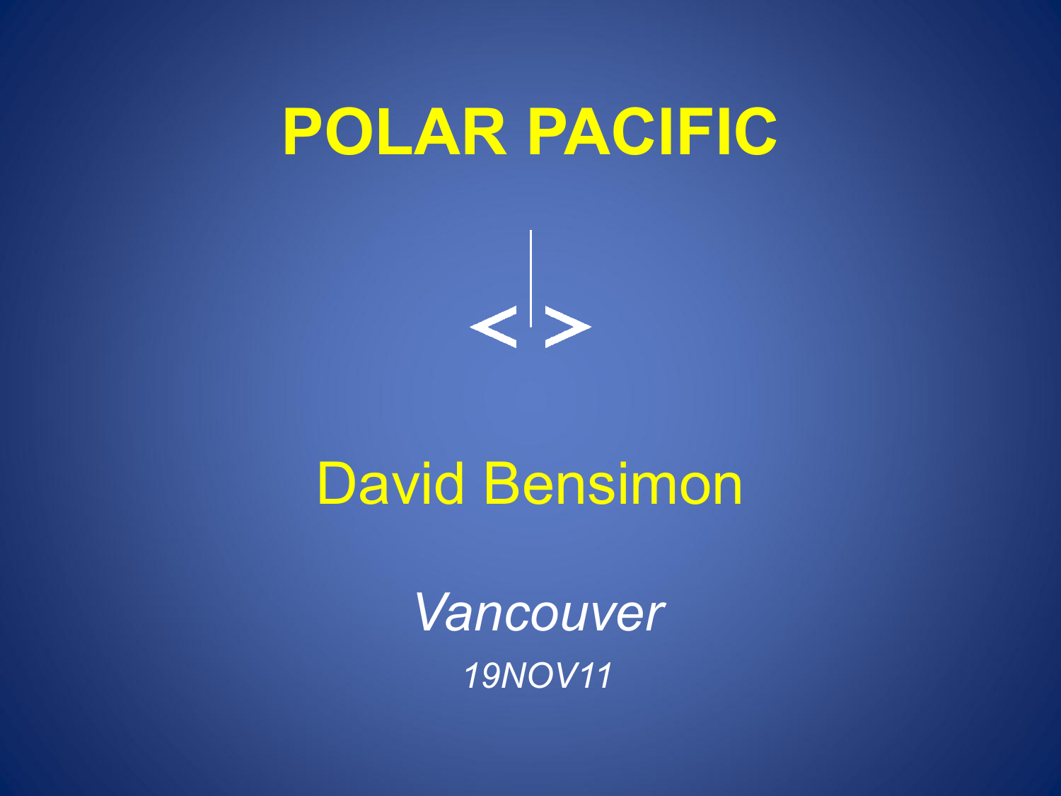# POLAR PACIFIC

<|>

David Bensimon

*Vancouver*

*19NOV11*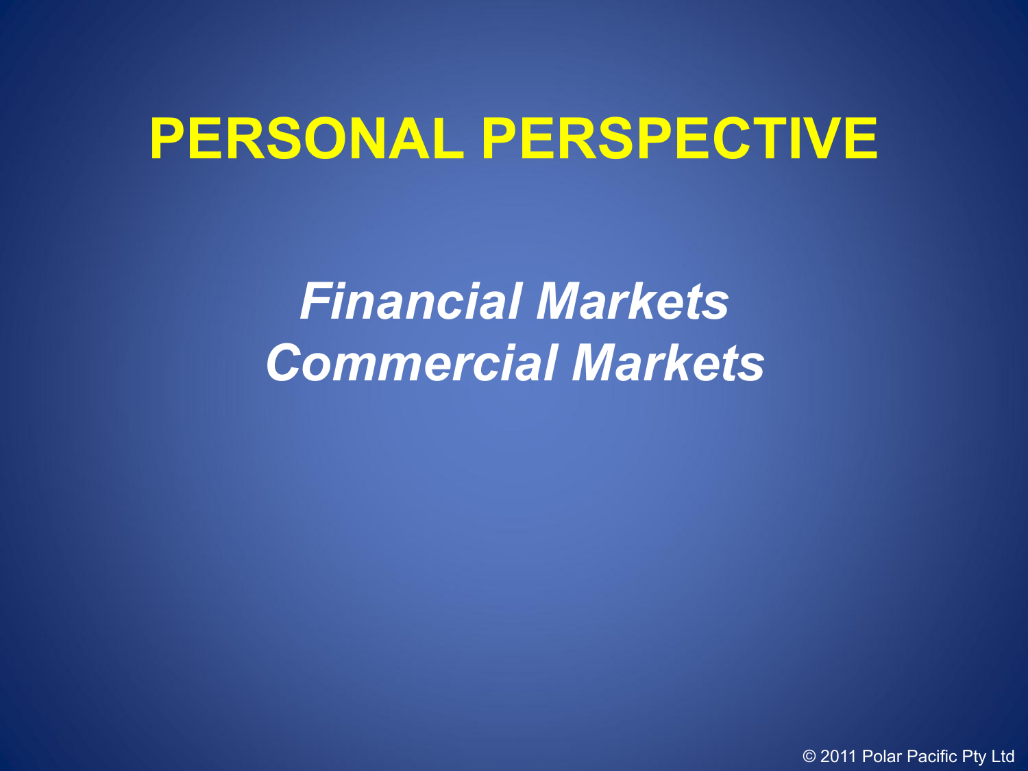# PERSONAL PERSPECTIVE

***Financial Markets***
***Commercial Markets***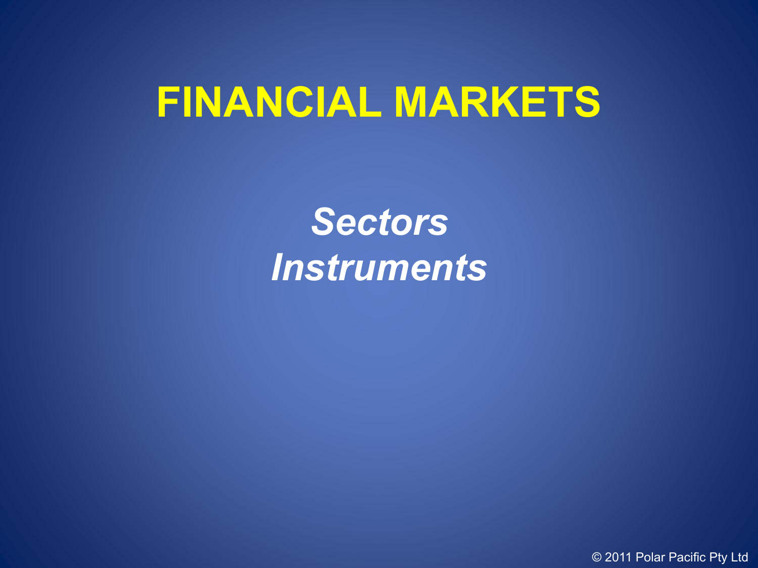# FINANCIAL MARKETS

*Sectors*
*Instruments*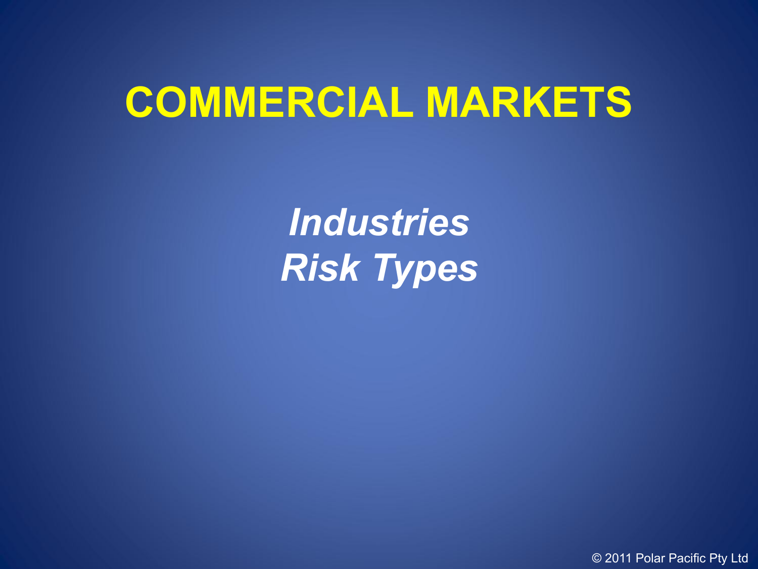# COMMERCIAL MARKETS

*Industries*
*Risk Types*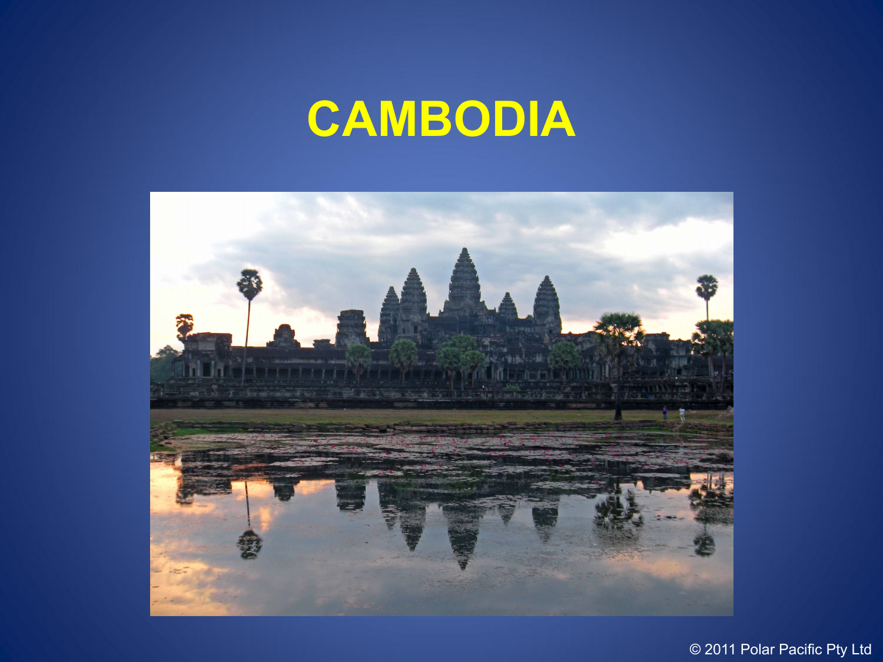# CAMBODIA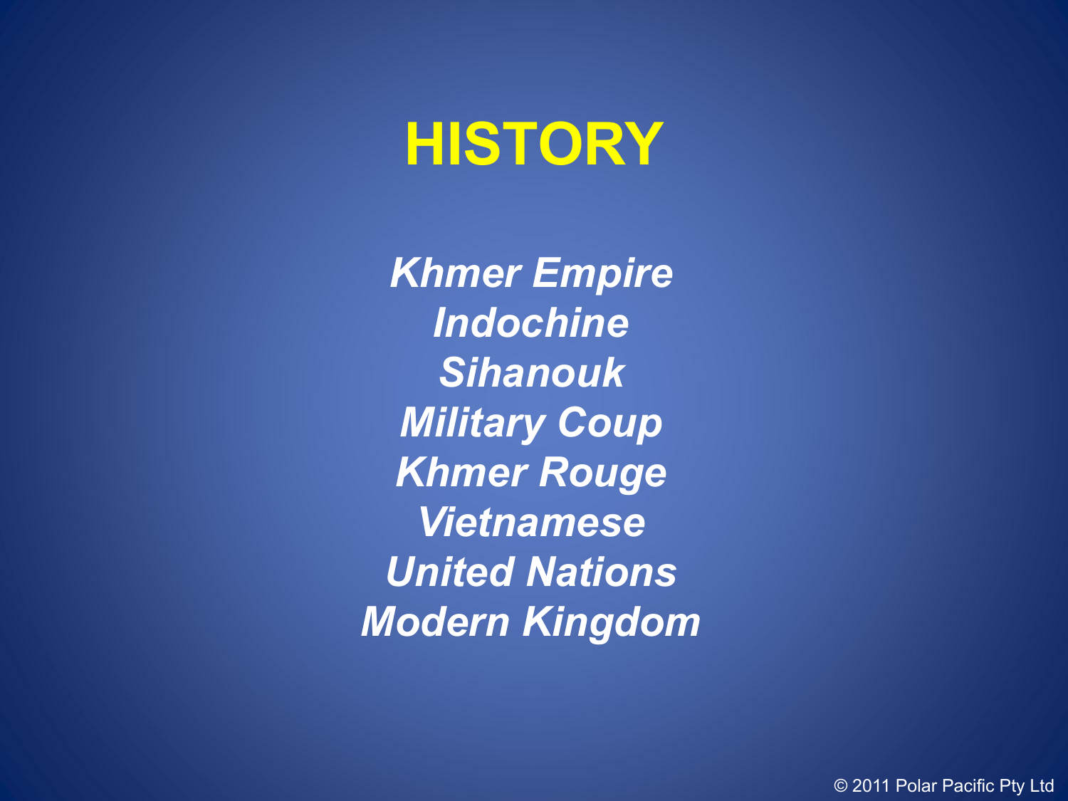# HISTORY

*Khmer Empire*
*Indochine*
*Sihanouk*
*Military Coup*
*Khmer Rouge*
*Vietnamese*
*United Nations*
*Modern Kingdom*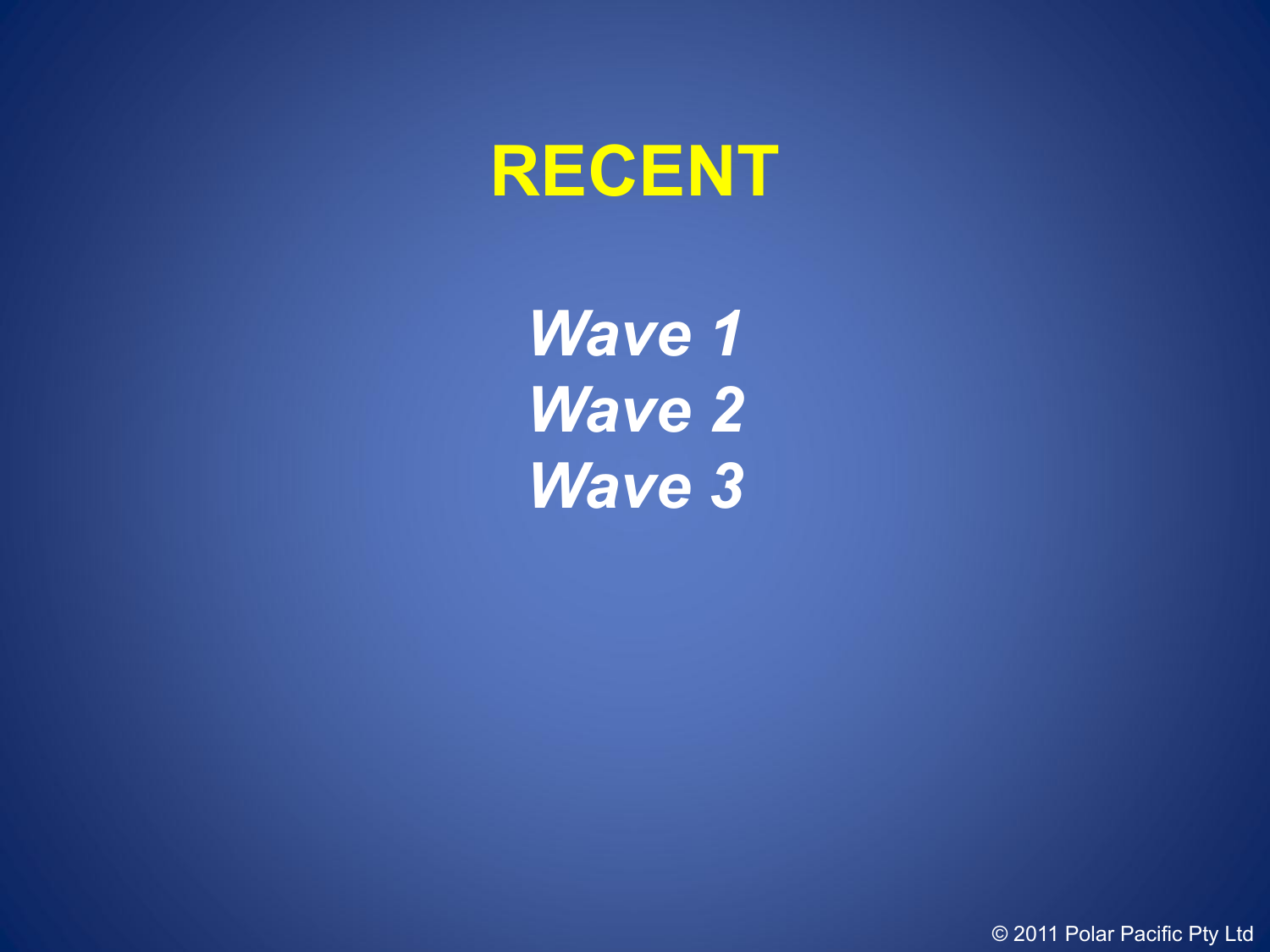# RECENT

***Wave 1***
***Wave 2***
***Wave 3***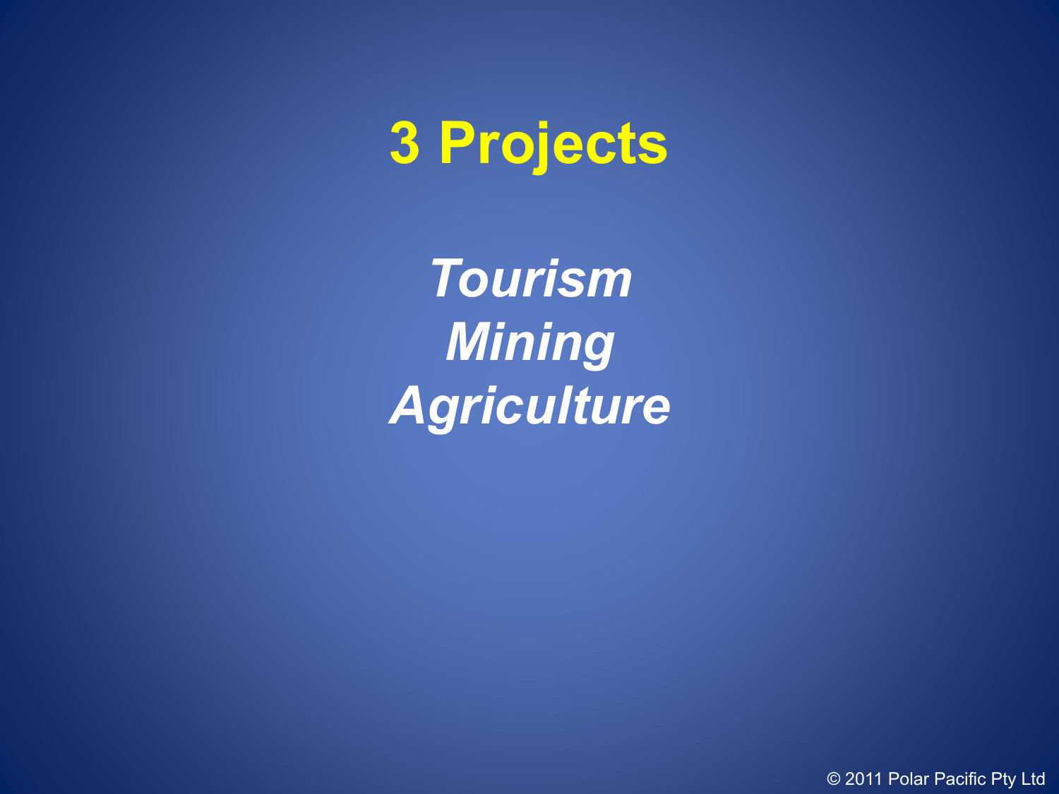# 3 Projects

*Tourism*
*Mining*
*Agriculture*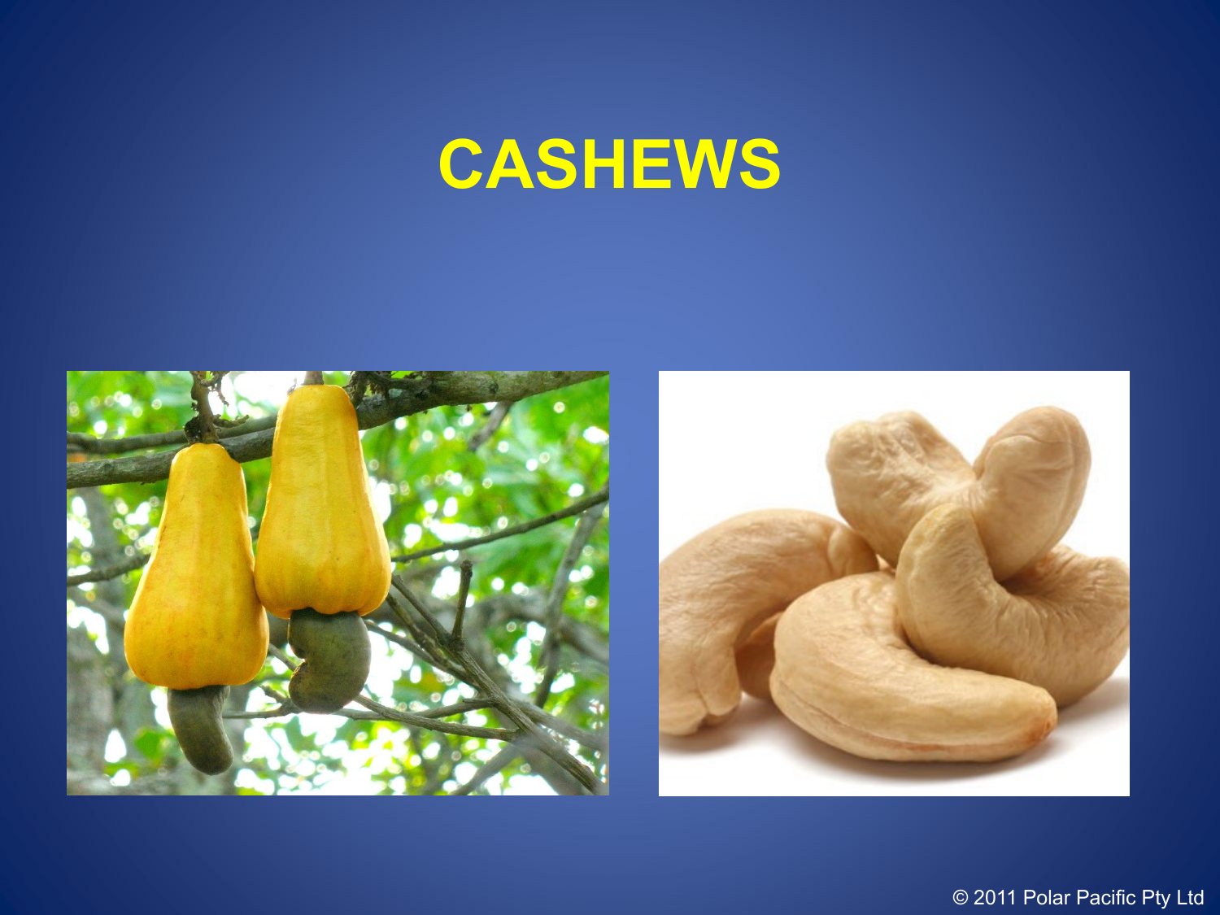# CASHEWS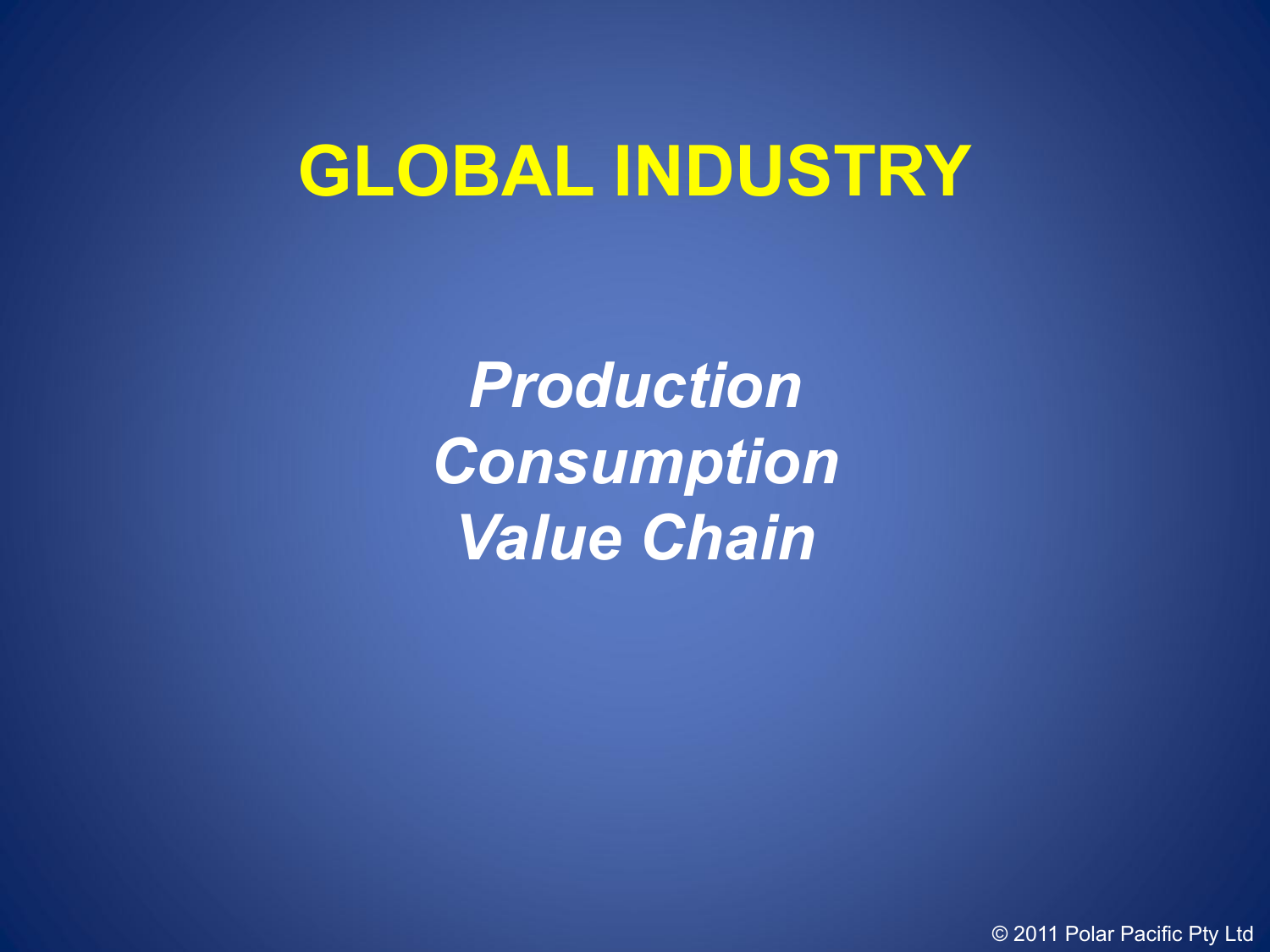# GLOBAL INDUSTRY

*Production*
*Consumption*
*Value Chain*

© 2011 Polar Pacific Pty Ltd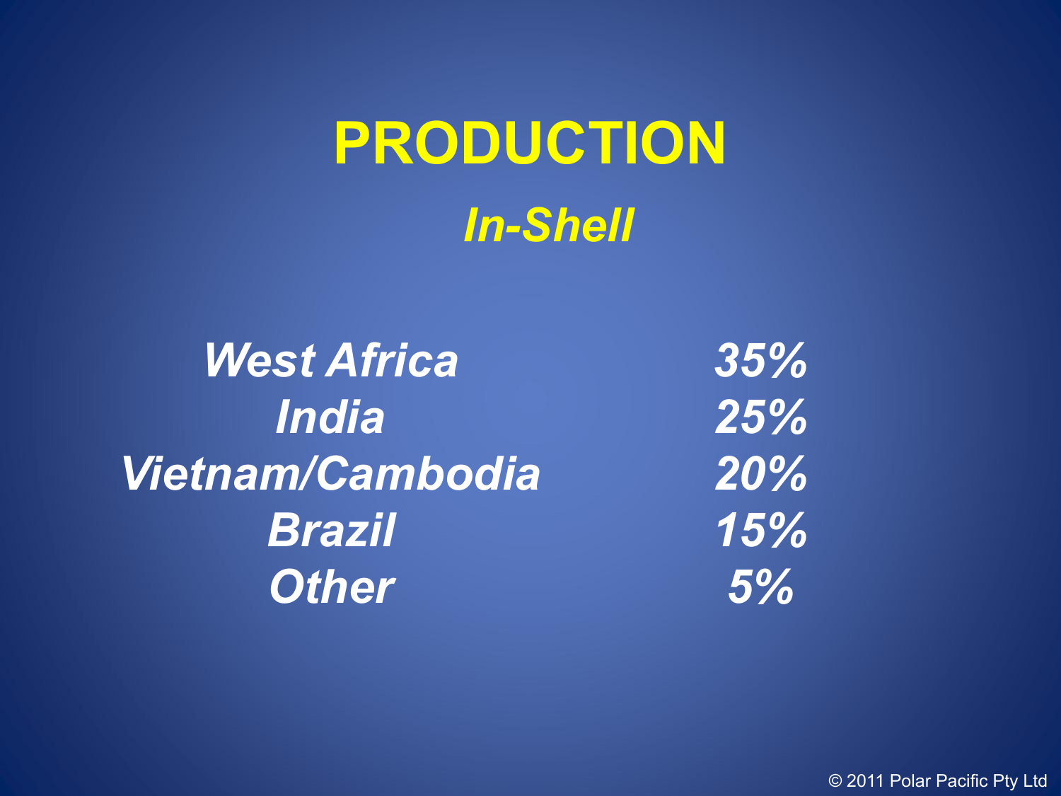# PRODUCTION

## *In-Shell*

| | |
|---|---|
| *West Africa* | *35%* |
| *India* | *25%* |
| *Vietnam/Cambodia* | *20%* |
| *Brazil* | *15%* |
| *Other* | *5%* |

© 2011 Polar Pacific Pty Ltd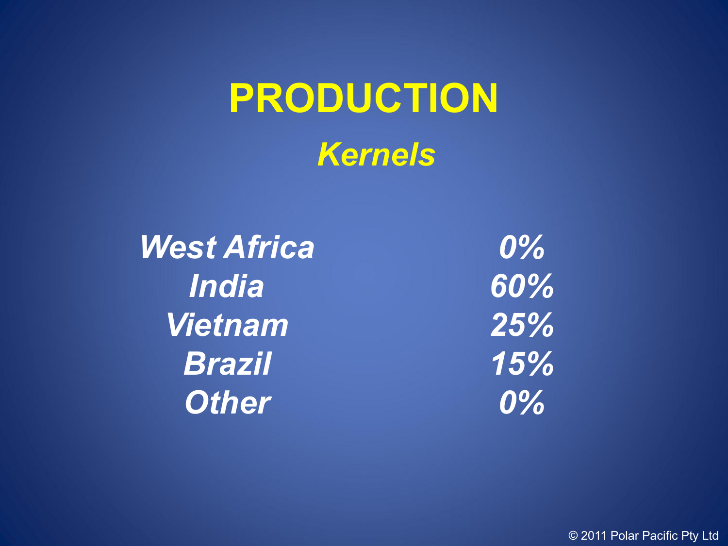# PRODUCTION

## *Kernels*

| | |
|---|---|
| *West Africa* | *0%* |
| *India* | *60%* |
| *Vietnam* | *25%* |
| *Brazil* | *15%* |
| *Other* | *0%* |

© 2011 Polar Pacific Pty Ltd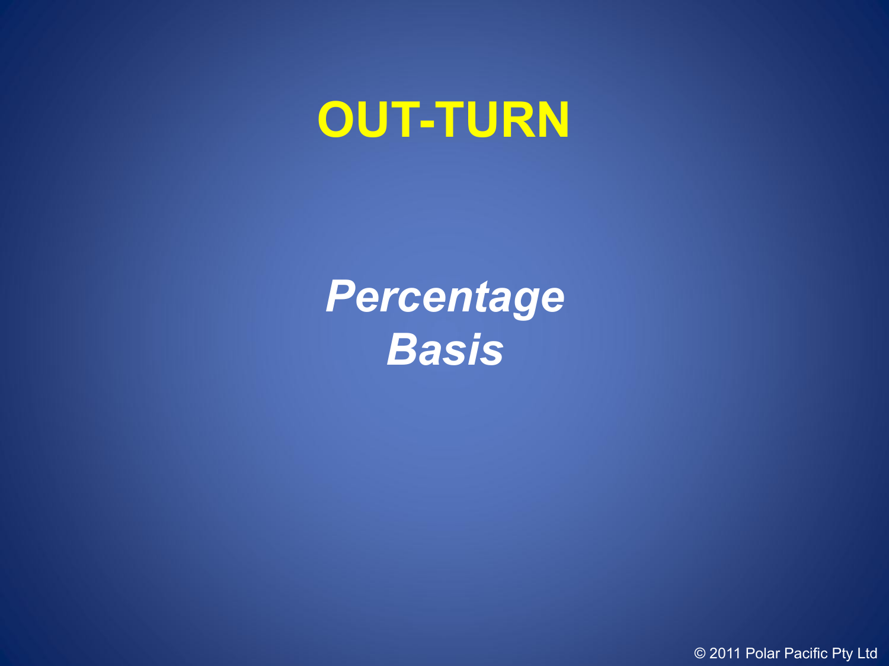# OUT-TURN

***Percentage Basis***

© 2011 Polar Pacific Pty Ltd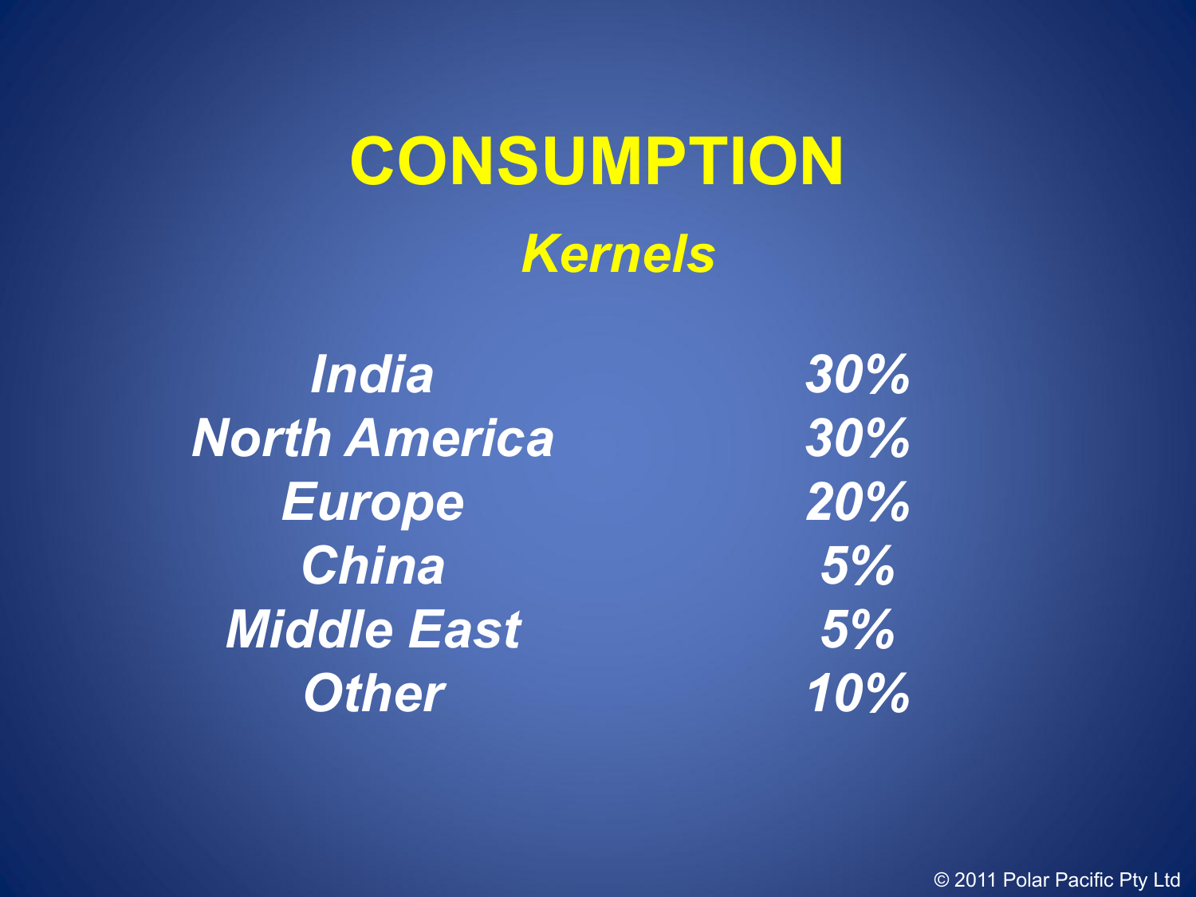# CONSUMPTION

## *Kernels*

| | |
|---|---|
| *India* | *30%* |
| *North America* | *30%* |
| *Europe* | *20%* |
| *China* | *5%* |
| *Middle East* | *5%* |
| *Other* | *10%* |

© 2011 Polar Pacific Pty Ltd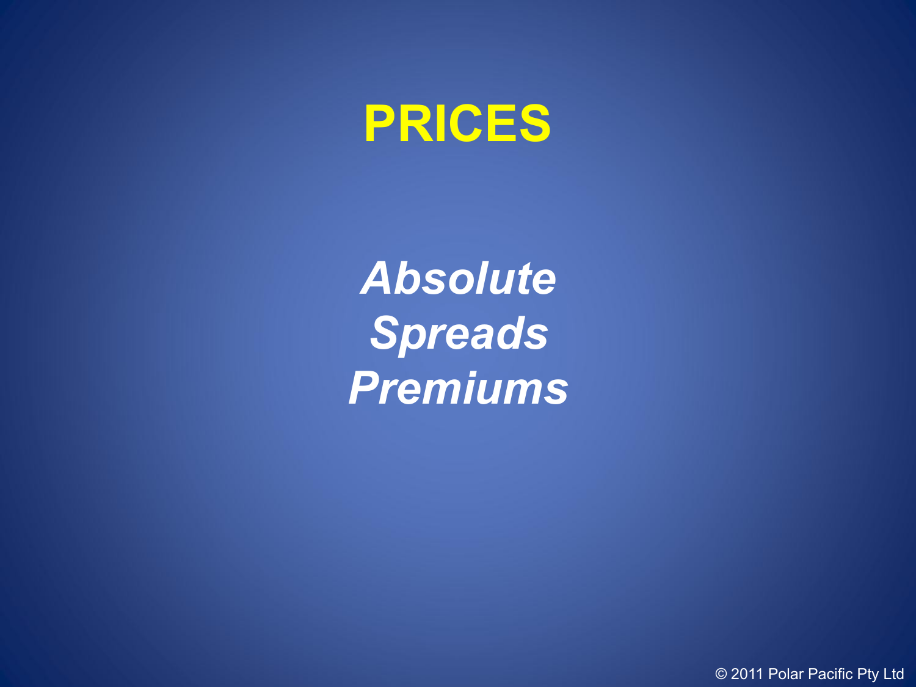# PRICES

*Absolute*
*Spreads*
*Premiums*

© 2011 Polar Pacific Pty Ltd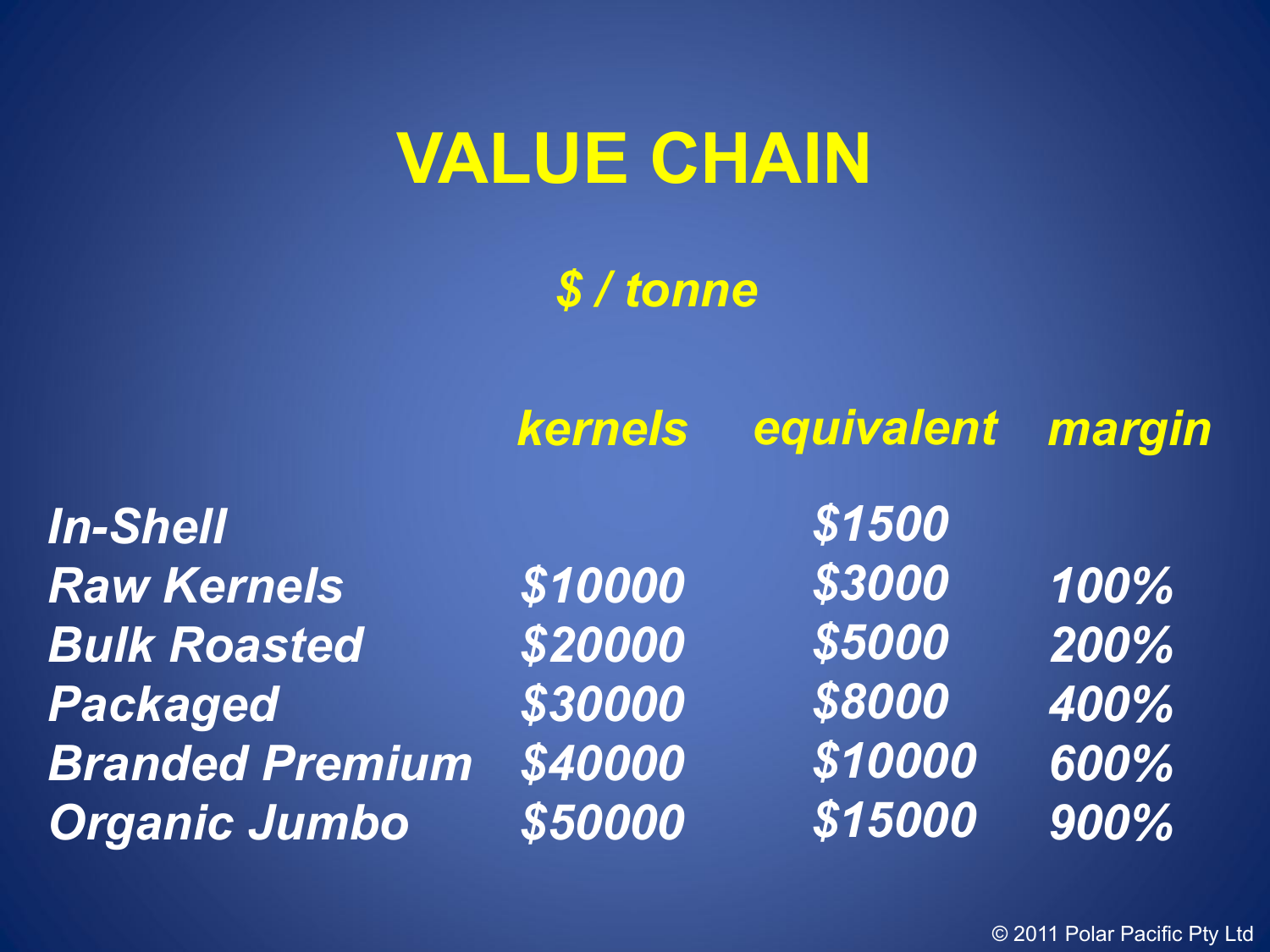# VALUE CHAIN

*$ / tonne*

| | *kernels* | *equivalent* | *margin* |
|---|---|---|---|
| *In-Shell* | | *$1500* | |
| *Raw Kernels* | *$10000* | *$3000* | *100%* |
| *Bulk Roasted* | *$20000* | *$5000* | *200%* |
| *Packaged* | *$30000* | *$8000* | *400%* |
| *Branded Premium* | *$40000* | *$10000* | *600%* |
| *Organic Jumbo* | *$50000* | *$15000* | *900%* |

© 2011 Polar Pacific Pty Ltd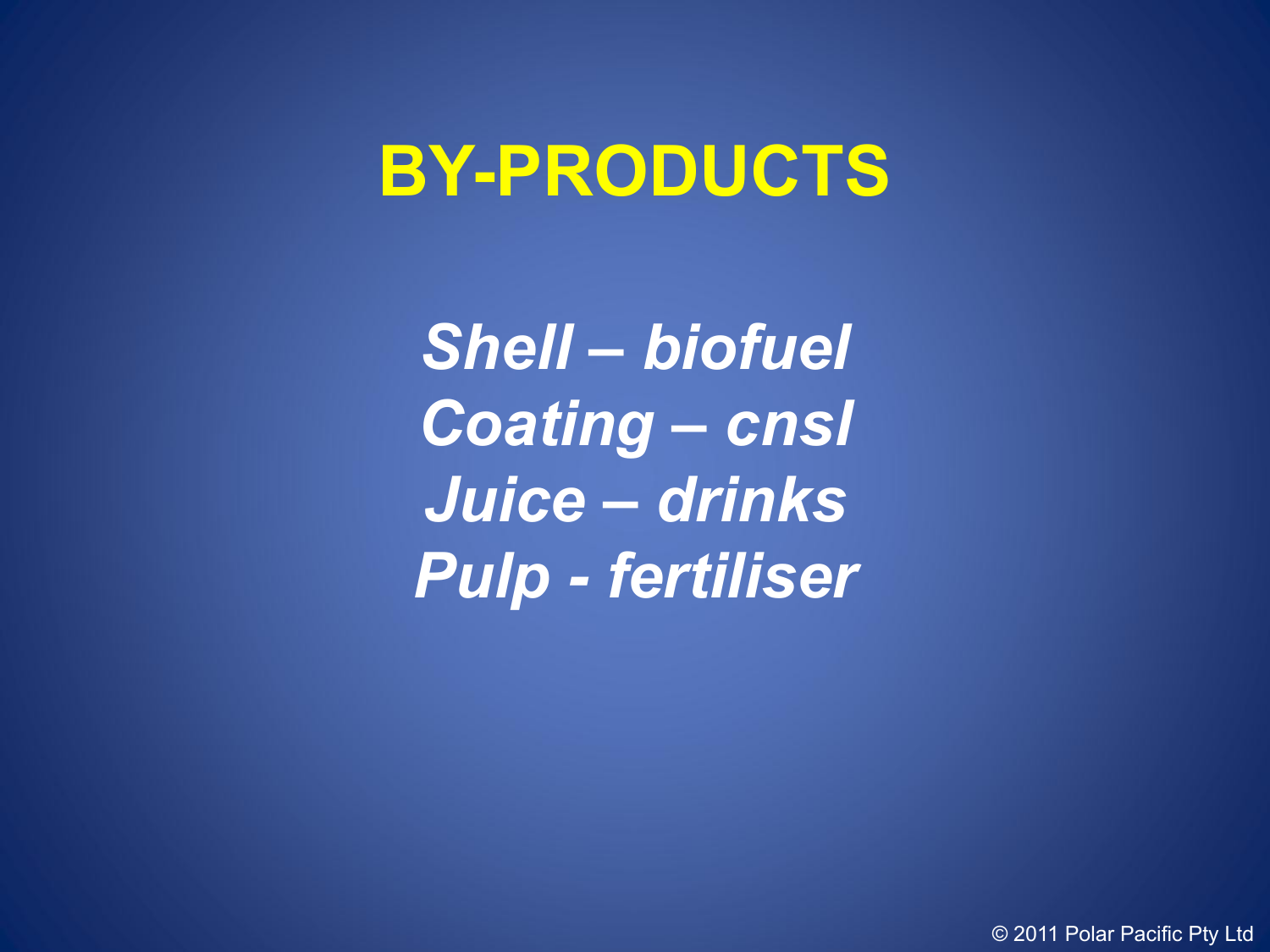# BY-PRODUCTS

*Shell – biofuel*
*Coating – cnsl*
*Juice – drinks*
*Pulp - fertiliser*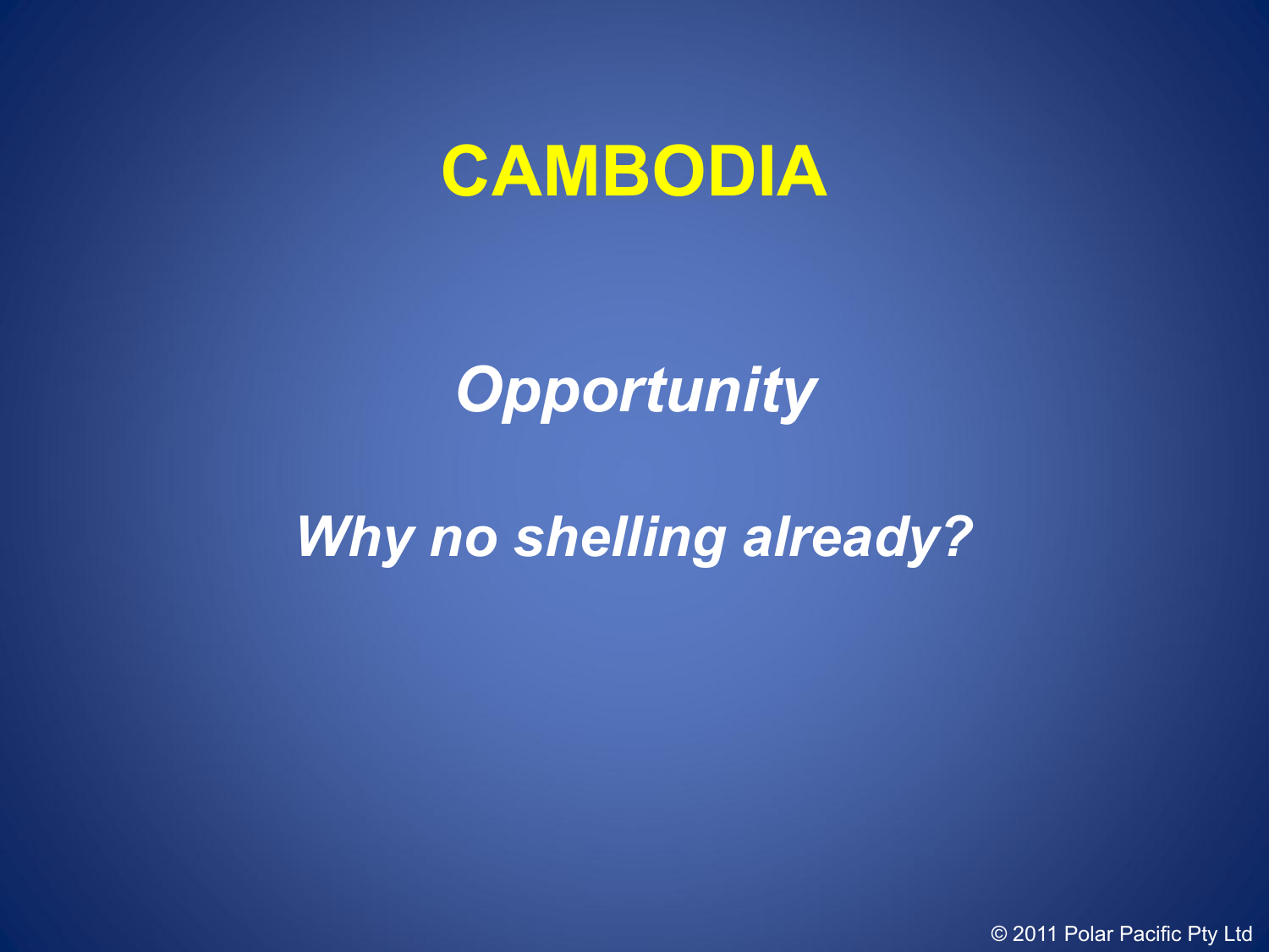# CAMBODIA

***Opportunity***

***Why no shelling already?***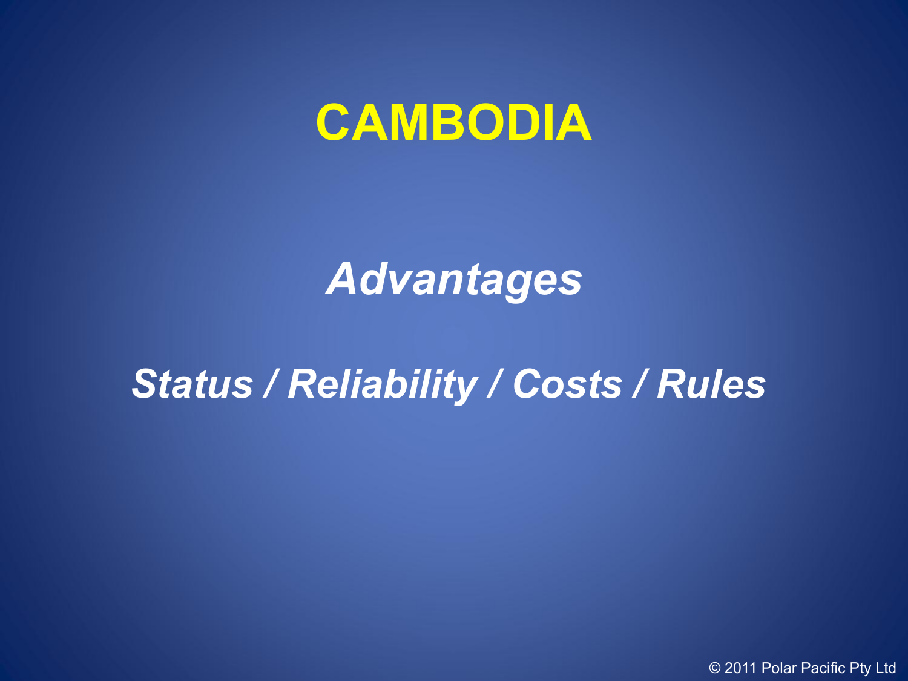# CAMBODIA

## *Advantages*

### *Status / Reliability / Costs / Rules*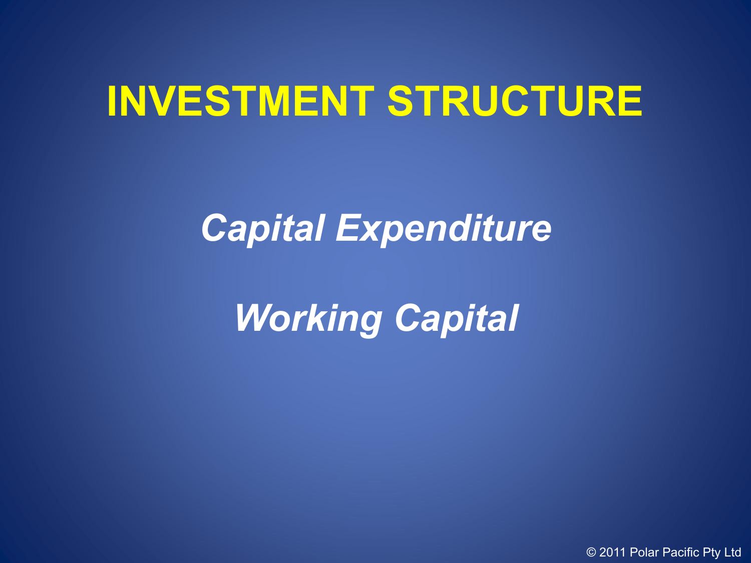# INVESTMENT STRUCTURE

***Capital Expenditure***

***Working Capital***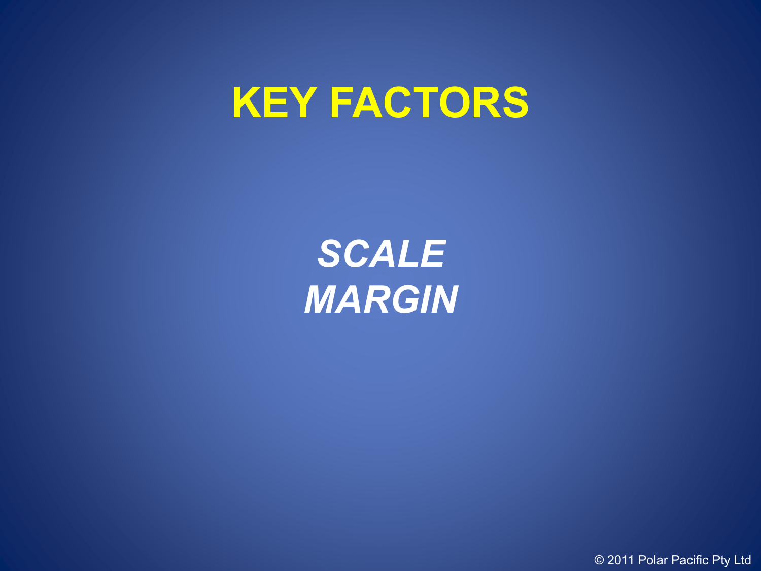# KEY FACTORS

***SCALE***
***MARGIN***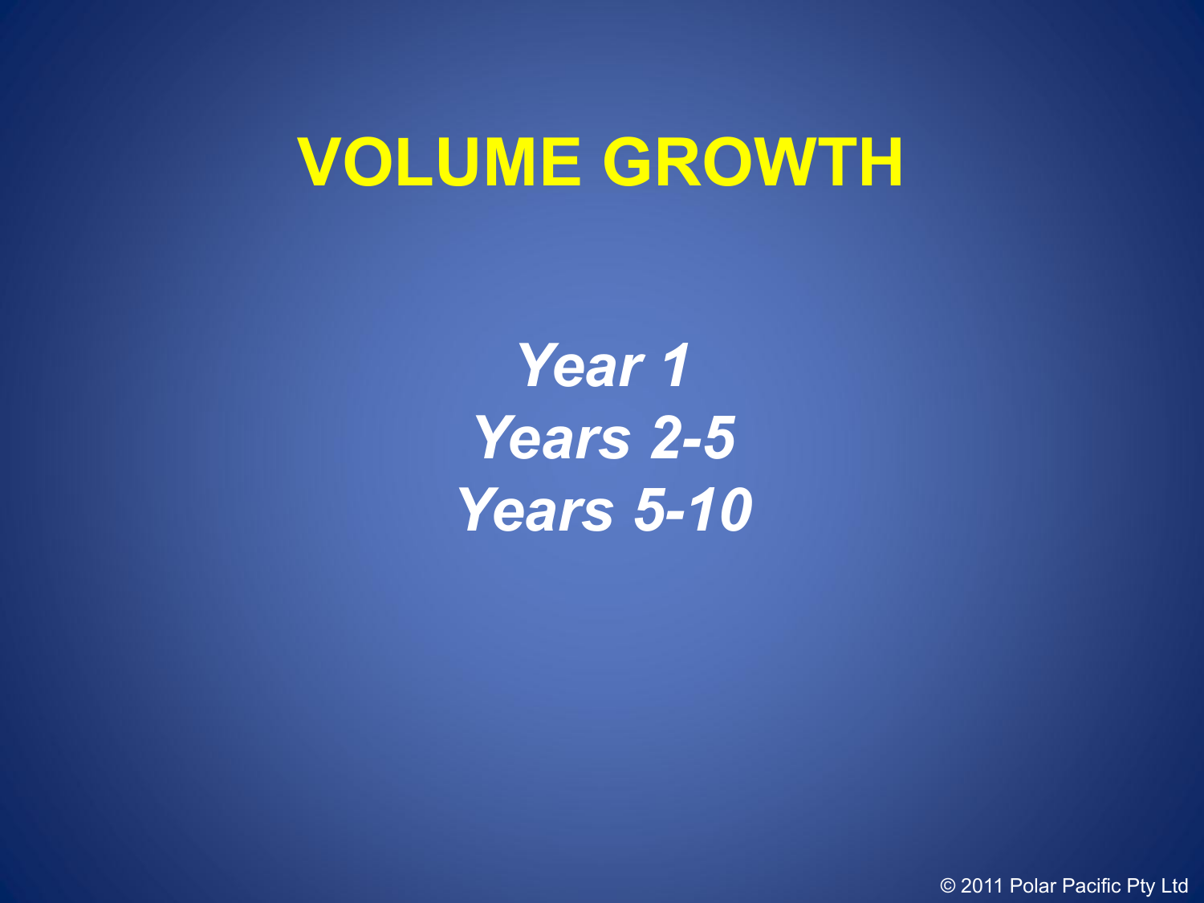# VOLUME GROWTH

***Year 1***
***Years 2-5***
***Years 5-10***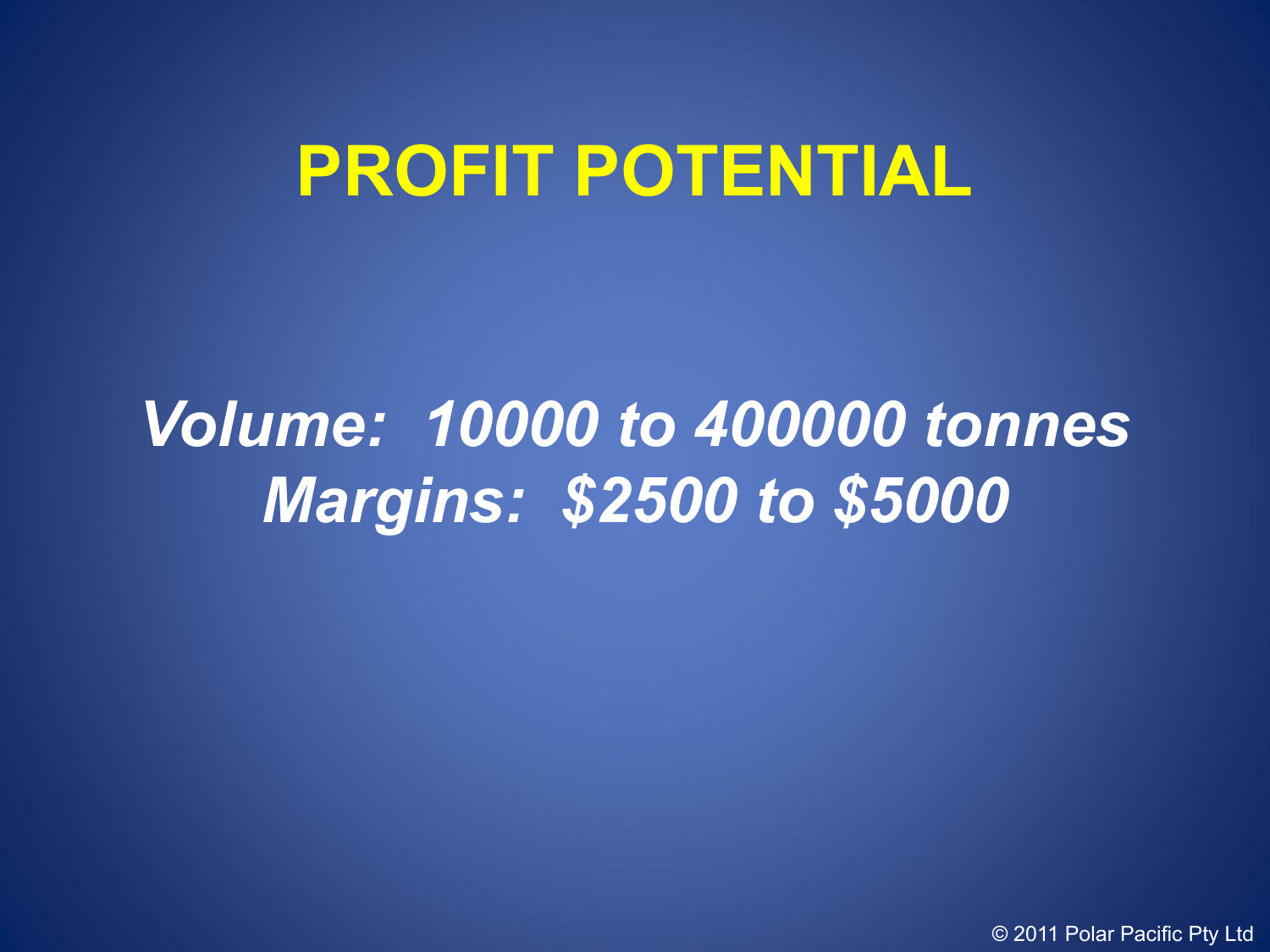# PROFIT POTENTIAL

***Volume: 10000 to 400000 tonnes***
***Margins: $2500 to $5000***

© 2011 Polar Pacific Pty Ltd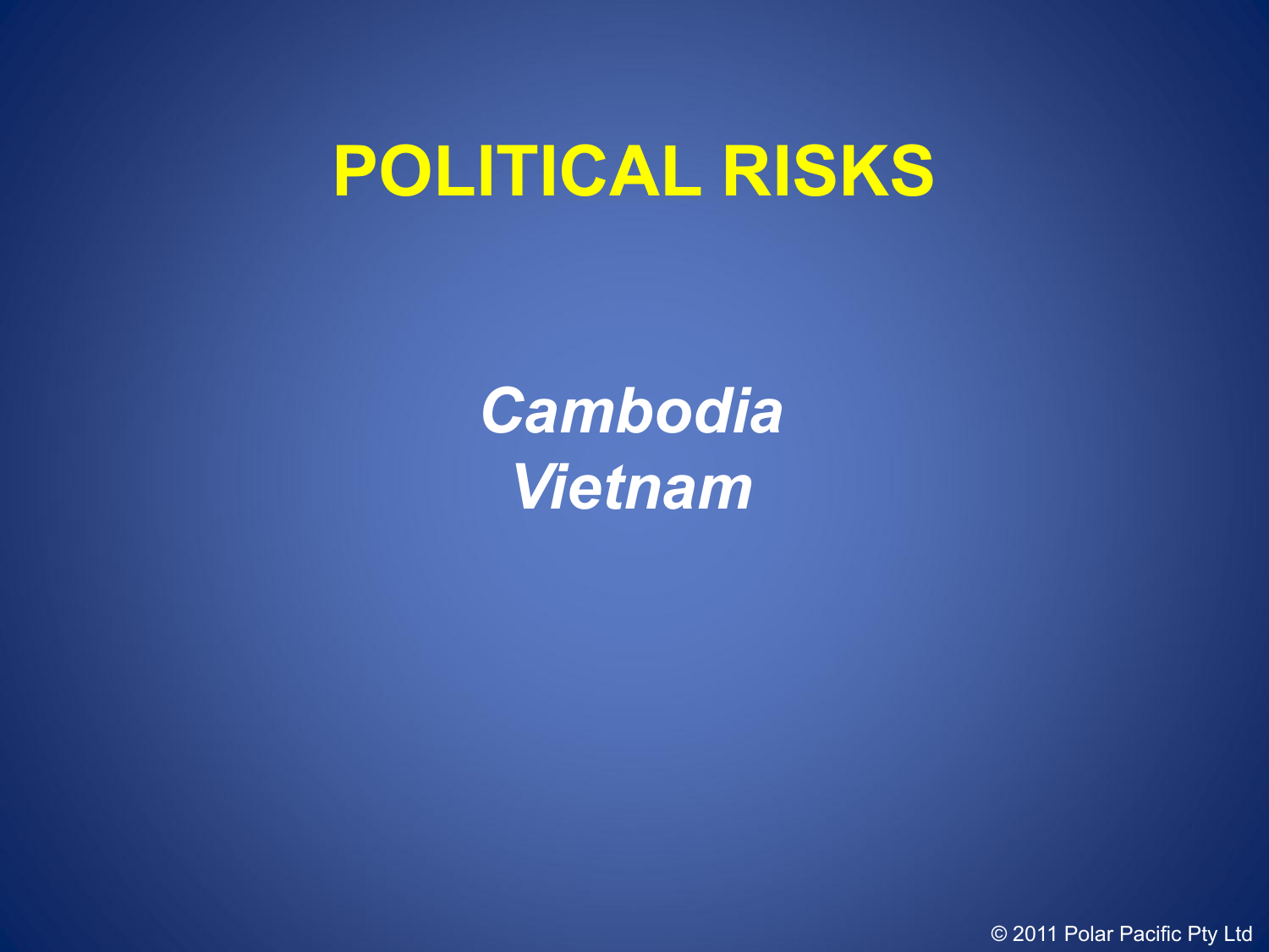# POLITICAL RISKS

*Cambodia*
*Vietnam*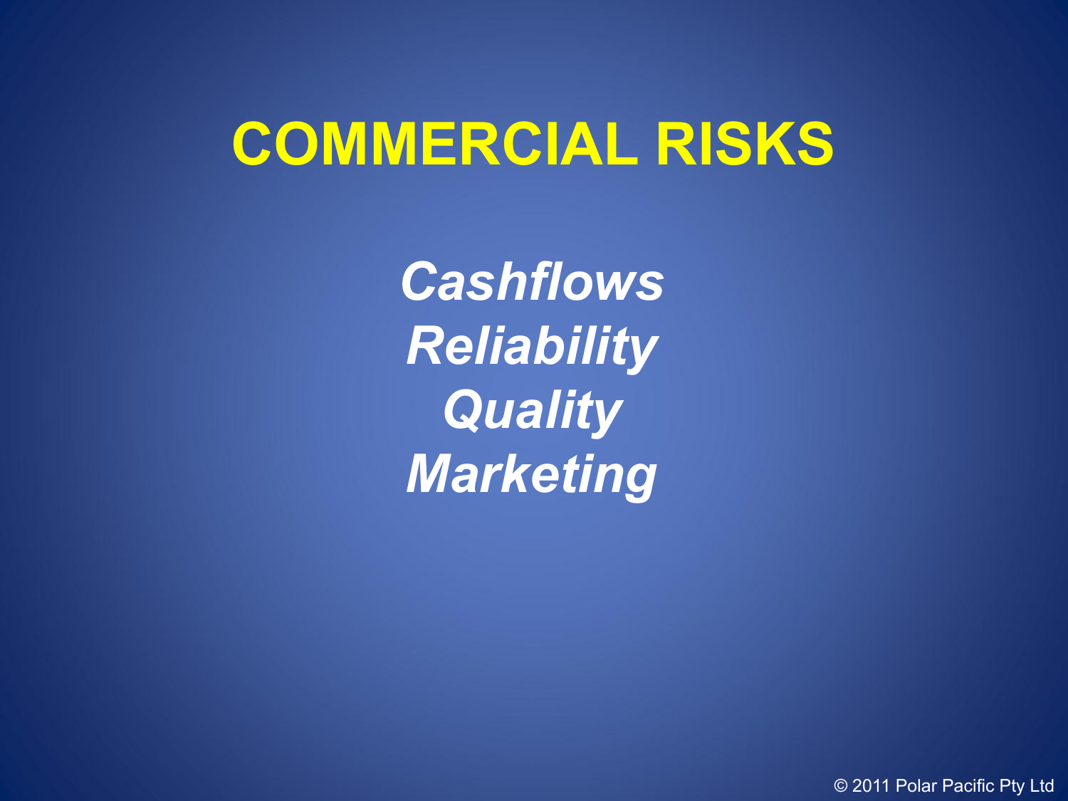# COMMERCIAL RISKS

*Cashflows*
*Reliability*
*Quality*
*Marketing*

© 2011 Polar Pacific Pty Ltd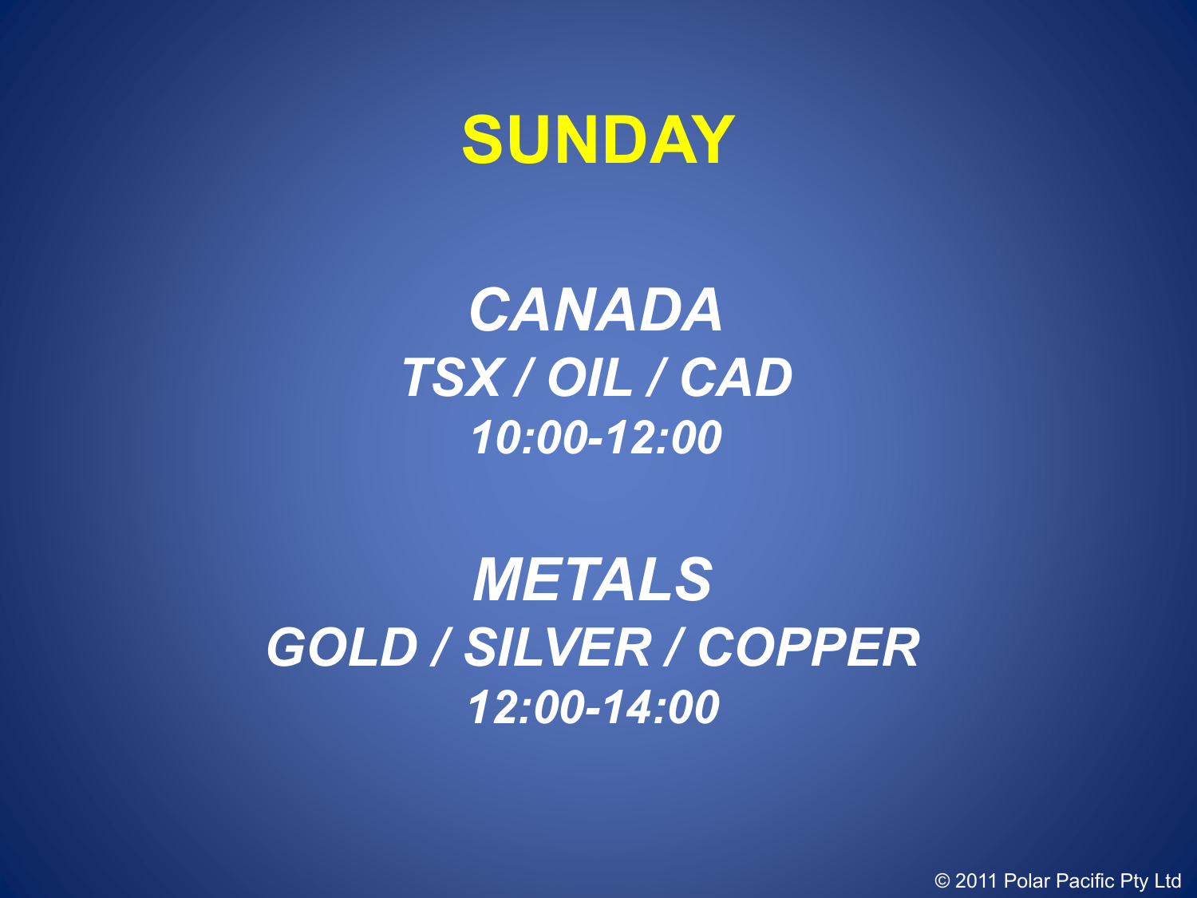# SUNDAY

***CANADA***

***TSX / OIL / CAD***

***10:00-12:00***

***METALS***

***GOLD / SILVER / COPPER***

***12:00-14:00***

© 2011 Polar Pacific Pty Ltd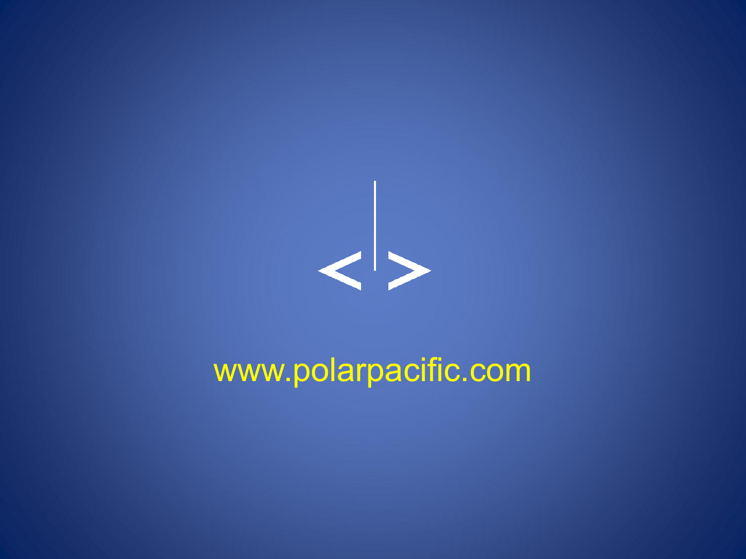www.polarpacific.com